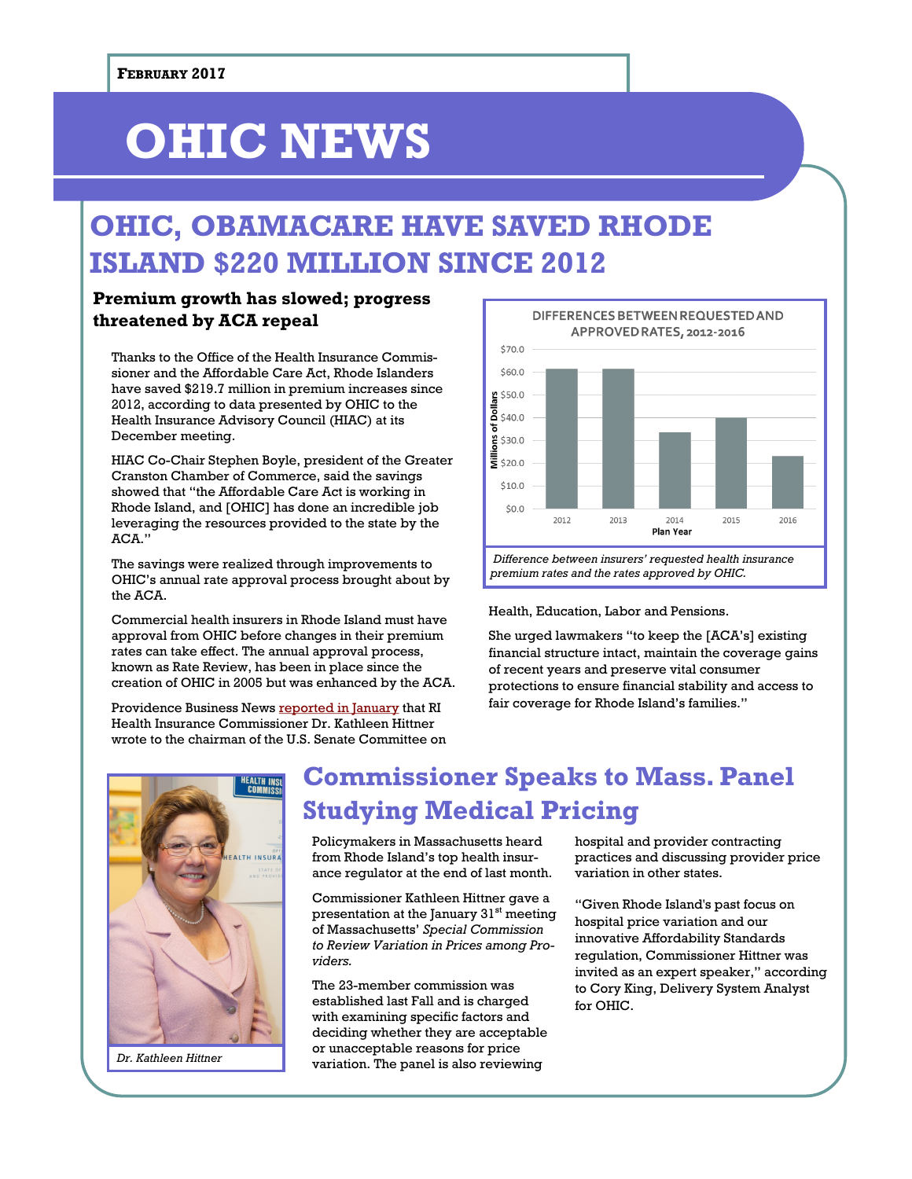**FEBRUARY 2017**

# OHIC NEWS

## OHIC, OBAMACARE HAVE SAVED RHODE ISLAND $220 MILLION SINCE 2012

### Premium growth has slowed; progress threatened by ACA repeal

Thanks to the Office of the Health Insurance Commissioner and the Affordable Care Act, Rhode Islanders have saved $219.7 million in premium increases since 2012, according to data presented by OHIC to the Health Insurance Advisory Council (HIAC) at its December meeting.

HIAC Co-Chair Stephen Boyle, president of the Greater Cranston Chamber of Commerce, said the savings showed that "the Affordable Care Act is working in Rhode Island, and [OHIC] has done an incredible job leveraging the resources provided to the state by the ACA."

The savings were realized through improvements to OHIC's annual rate approval process brought about by the ACA.

Commercial health insurers in Rhode Island must have approval from OHIC before changes in their premium rates can take effect. The annual approval process, known as Rate Review, has been in place since the creation of OHIC in 2005 but was enhanced by the ACA.

Providence Business News reported in January that RI Health Insurance Commissioner Dr. Kathleen Hittner wrote to the chairman of the U.S. Senate Committee on Health, Education, Labor and Pensions.

She urged lawmakers "to keep the [ACA's] existing financial structure intact, maintain the coverage gains of recent years and preserve vital consumer protections to ensure financial stability and access to fair coverage for Rhode Island's families."

**DIFFERENCES BETWEEN REQUESTED AND APPROVED RATES, 2012-2016**

*Difference between insurers' requested health insurance premium rates and the rates approved by OHIC.*

## Commissioner Speaks to Mass. Panel Studying Medical Pricing

*Dr. Kathleen Hittner*

Policymakers in Massachusetts heard from Rhode Island's top health insurance regulator at the end of last month.

Commissioner Kathleen Hittner gave a presentation at the January 31st meeting of Massachusetts' *Special Commission to Review Variation in Prices among Providers.*

The 23-member commission was established last Fall and is charged with examining specific factors and deciding whether they are acceptable or unacceptable reasons for price variation. The panel is also reviewing hospital and provider contracting practices and discussing provider price variation in other states.

"Given Rhode Island's past focus on hospital price variation and our innovative Affordability Standards regulation, Commissioner Hittner was invited as an expert speaker," according to Cory King, Delivery System Analyst for OHIC.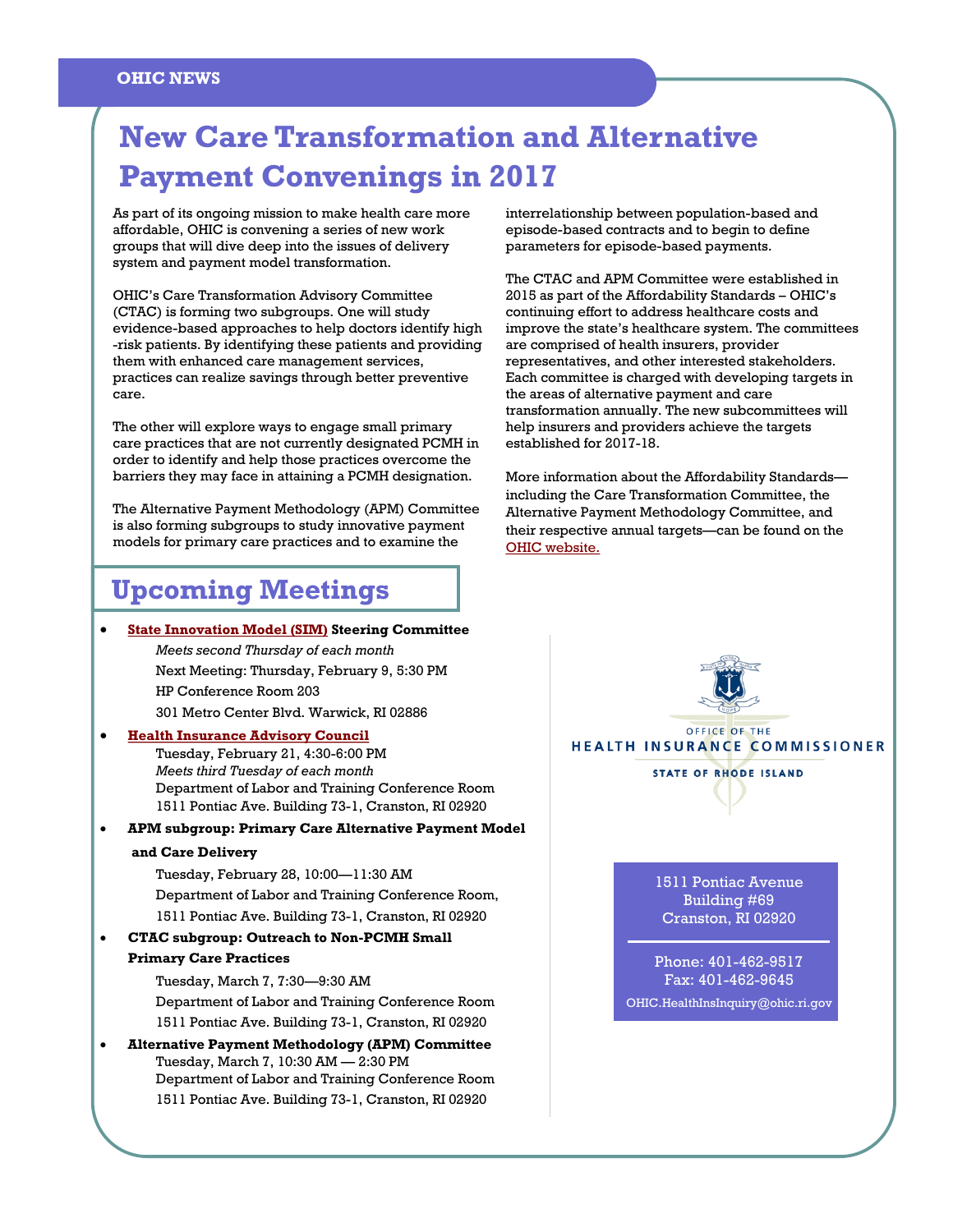OHIC NEWS

# New Care Transformation and Alternative Payment Convenings in 2017

As part of its ongoing mission to make health care more affordable, OHIC is convening a series of new work groups that will dive deep into the issues of delivery system and payment model transformation.

OHIC's Care Transformation Advisory Committee (CTAC) is forming two subgroups. One will study evidence-based approaches to help doctors identify high-risk patients. By identifying these patients and providing them with enhanced care management services, practices can realize savings through better preventive care.

The other will explore ways to engage small primary care practices that are not currently designated PCMH in order to identify and help those practices overcome the barriers they may face in attaining a PCMH designation.

The Alternative Payment Methodology (APM) Committee is also forming subgroups to study innovative payment models for primary care practices and to examine the interrelationship between population-based and episode-based contracts and to begin to define parameters for episode-based payments.

The CTAC and APM Committee were established in 2015 as part of the Affordability Standards – OHIC's continuing effort to address healthcare costs and improve the state's healthcare system. The committees are comprised of health insurers, provider representatives, and other interested stakeholders. Each committee is charged with developing targets in the areas of alternative payment and care transformation annually. The new subcommittees will help insurers and providers achieve the targets established for 2017-18.

More information about the Affordability Standards—including the Care Transformation Committee, the Alternative Payment Methodology Committee, and their respective annual targets—can be found on the OHIC website.

## Upcoming Meetings

- **State Innovation Model (SIM) Steering Committee**
  *Meets second Thursday of each month*
  Next Meeting: Thursday, February 9, 5:30 PM
  HP Conference Room 203
  301 Metro Center Blvd. Warwick, RI 02886
- **Health Insurance Advisory Council**
  Tuesday, February 21, 4:30-6:00 PM
  *Meets third Tuesday of each month*
  Department of Labor and Training Conference Room
  1511 Pontiac Ave. Building 73-1, Cranston, RI 02920
- **APM subgroup: Primary Care Alternative Payment Model and Care Delivery**
  Tuesday, February 28, 10:00—11:30 AM
  Department of Labor and Training Conference Room,
  1511 Pontiac Ave. Building 73-1, Cranston, RI 02920
- **CTAC subgroup: Outreach to Non-PCMH Small Primary Care Practices**
  Tuesday, March 7, 7:30—9:30 AM
  Department of Labor and Training Conference Room
  1511 Pontiac Ave. Building 73-1, Cranston, RI 02920
- **Alternative Payment Methodology (APM) Committee**
  Tuesday, March 7, 10:30 AM — 2:30 PM
  Department of Labor and Training Conference Room
  1511 Pontiac Ave. Building 73-1, Cranston, RI 02920

OFFICE OF THE
HEALTH INSURANCE COMMISSIONER
STATE OF RHODE ISLAND

1511 Pontiac Avenue
Building #69
Cranston, RI 02920

Phone: 401-462-9517
Fax: 401-462-9645
OHIC.HealthInsInquiry@ohic.ri.gov